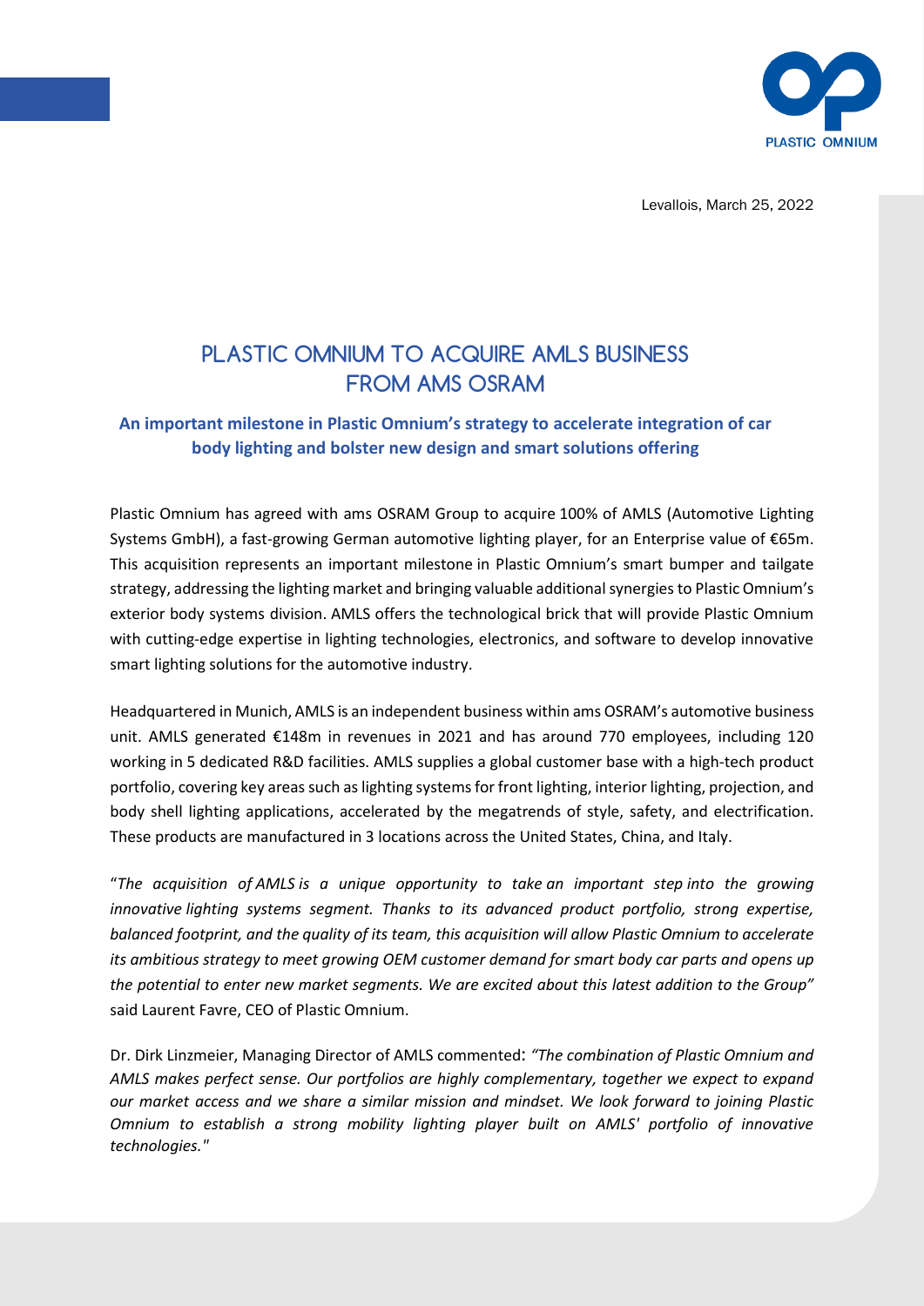Levallois, March 25, 2022

# PLASTIC OMNIUM TO ACQUIRE AMLS BUSINESS FROM AMS OSRAM

## An important milestone in Plastic Omnium's strategy to accelerate integration of car body lighting and bolster new design and smart solutions offering

Plastic Omnium has agreed with ams OSRAM Group to acquire 100% of AMLS (Automotive Lighting Systems GmbH), a fast-growing German automotive lighting player, for an Enterprise value of €65m. This acquisition represents an important milestone in Plastic Omnium's smart bumper and tailgate strategy, addressing the lighting market and bringing valuable additional synergies to Plastic Omnium's exterior body systems division. AMLS offers the technological brick that will provide Plastic Omnium with cutting-edge expertise in lighting technologies, electronics, and software to develop innovative smart lighting solutions for the automotive industry.

Headquartered in Munich, AMLS is an independent business within ams OSRAM's automotive business unit. AMLS generated €148m in revenues in 2021 and has around 770 employees, including 120 working in 5 dedicated R&D facilities. AMLS supplies a global customer base with a high-tech product portfolio, covering key areas such as lighting systems for front lighting, interior lighting, projection, and body shell lighting applications, accelerated by the megatrends of style, safety, and electrification. These products are manufactured in 3 locations across the United States, China, and Italy.

"*The acquisition of AMLS is a unique opportunity to take an important step into the growing innovative lighting systems segment. Thanks to its advanced product portfolio, strong expertise, balanced footprint, and the quality of its team, this acquisition will allow Plastic Omnium to accelerate its ambitious strategy to meet growing OEM customer demand for smart body car parts and opens up the potential to enter new market segments. We are excited about this latest addition to the Group"* said Laurent Favre, CEO of Plastic Omnium.

Dr. Dirk Linzmeier, Managing Director of AMLS commented: *"The combination of Plastic Omnium and AMLS makes perfect sense. Our portfolios are highly complementary, together we expect to expand our market access and we share a similar mission and mindset. We look forward to joining Plastic Omnium to establish a strong mobility lighting player built on AMLS' portfolio of innovative technologies."*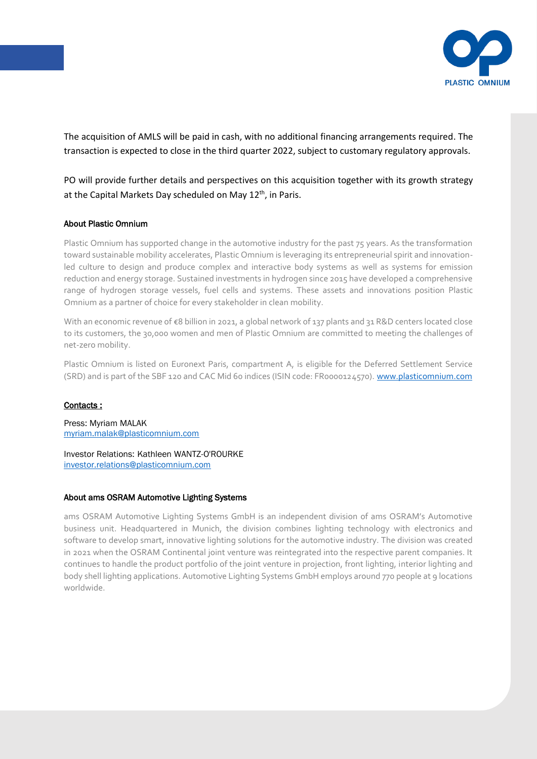The acquisition of AMLS will be paid in cash, with no additional financing arrangements required. The transaction is expected to close in the third quarter 2022, subject to customary regulatory approvals.

PO will provide further details and perspectives on this acquisition together with its growth strategy at the Capital Markets Day scheduled on May 12th, in Paris.

#### About Plastic Omnium

Plastic Omnium has supported change in the automotive industry for the past 75 years. As the transformation toward sustainable mobility accelerates, Plastic Omnium is leveraging its entrepreneurial spirit and innovation-led culture to design and produce complex and interactive body systems as well as systems for emission reduction and energy storage. Sustained investments in hydrogen since 2015 have developed a comprehensive range of hydrogen storage vessels, fuel cells and systems. These assets and innovations position Plastic Omnium as a partner of choice for every stakeholder in clean mobility.

With an economic revenue of €8 billion in 2021, a global network of 137 plants and 31 R&D centers located close to its customers, the 30,000 women and men of Plastic Omnium are committed to meeting the challenges of net-zero mobility.

Plastic Omnium is listed on Euronext Paris, compartment A, is eligible for the Deferred Settlement Service (SRD) and is part of the SBF 120 and CAC Mid 60 indices (ISIN code: FR0000124570). www.plasticomnium.com

#### Contacts :

Press: Myriam MALAK
myriam.malak@plasticomnium.com

Investor Relations: Kathleen WANTZ-O'ROURKE
investor.relations@plasticomnium.com

#### About ams OSRAM Automotive Lighting Systems

ams OSRAM Automotive Lighting Systems GmbH is an independent division of ams OSRAM's Automotive business unit. Headquartered in Munich, the division combines lighting technology with electronics and software to develop smart, innovative lighting solutions for the automotive industry. The division was created in 2021 when the OSRAM Continental joint venture was reintegrated into the respective parent companies. It continues to handle the product portfolio of the joint venture in projection, front lighting, interior lighting and body shell lighting applications. Automotive Lighting Systems GmbH employs around 770 people at 9 locations worldwide.